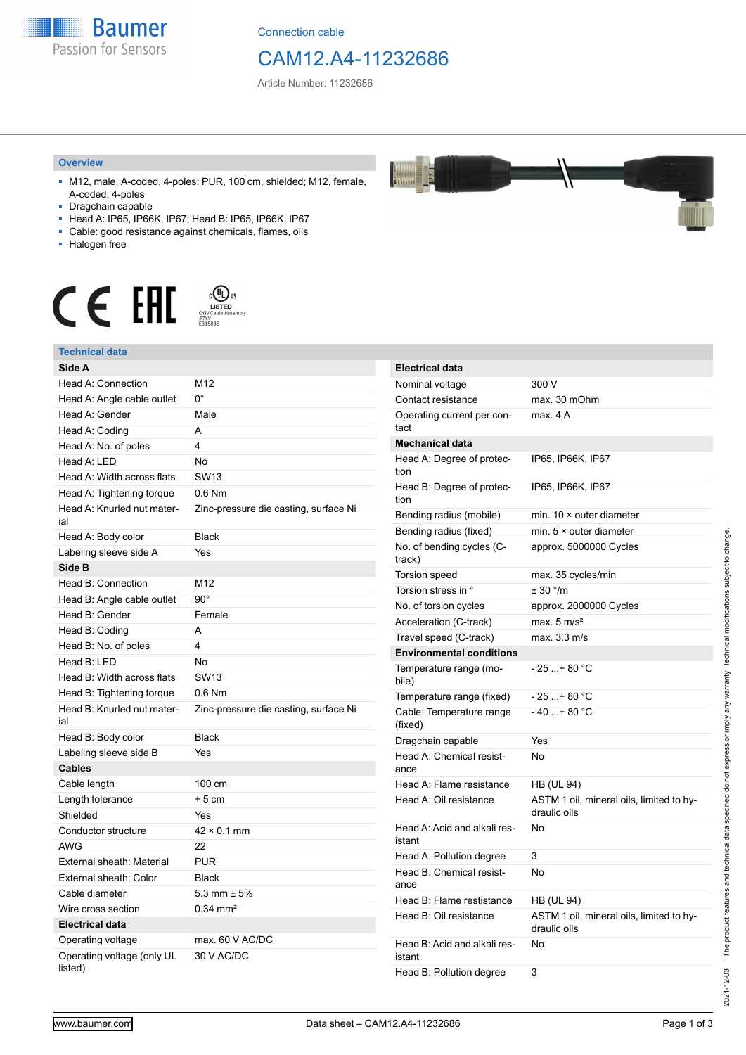Connection cable

# CAM12.A4-11232686

Article Number: 11232686

## Overview

- M12, male, A-coded, 4-poles; PUR, 100 cm, shielded; M12, female, A-coded, 4-poles
- Dragchain capable
- Head A: IP65, IP66K, IP67; Head B: IP65, IP66K, IP67
- Cable: good resistance against chemicals, flames, oils
- Halogen free

LISTED CYJV Cable Assembly 47YY E315836

## Technical data

| Side A | |
|---|---|
| Head A: Connection | M12 |
| Head A: Angle cable outlet | 0° |
| Head A: Gender | Male |
| Head A: Coding | A |
| Head A: No. of poles | 4 |
| Head A: LED | No |
| Head A: Width across flats | SW13 |
| Head A: Tightening torque | 0.6 Nm |
| Head A: Knurled nut material | Zinc-pressure die casting, surface Ni |
| Head A: Body color | Black |
| Labeling sleeve side A | Yes |
| **Side B** | |
| Head B: Connection | M12 |
| Head B: Angle cable outlet | 90° |
| Head B: Gender | Female |
| Head B: Coding | A |
| Head B: No. of poles | 4 |
| Head B: LED | No |
| Head B: Width across flats | SW13 |
| Head B: Tightening torque | 0.6 Nm |
| Head B: Knurled nut material | Zinc-pressure die casting, surface Ni |
| Head B: Body color | Black |
| Labeling sleeve side B | Yes |
| **Cables** | |
| Cable length | 100 cm |
| Length tolerance | + 5 cm |
| Shielded | Yes |
| Conductor structure | 42 × 0.1 mm |
| AWG | 22 |
| External sheath: Material | PUR |
| External sheath: Color | Black |
| Cable diameter | 5.3 mm ± 5% |
| Wire cross section | 0.34 mm² |
| **Electrical data** | |
| Operating voltage | max. 60 V AC/DC |
| Operating voltage (only UL listed) | 30 V AC/DC |

| Electrical data | |
|---|---|
| Nominal voltage | 300 V |
| Contact resistance | max. 30 mOhm |
| Operating current per contact | max. 4 A |
| **Mechanical data** | |
| Head A: Degree of protection | IP65, IP66K, IP67 |
| Head B: Degree of protection | IP65, IP66K, IP67 |
| Bending radius (mobile) | min. 10 × outer diameter |
| Bending radius (fixed) | min. 5 × outer diameter |
| No. of bending cycles (C-track) | approx. 5000000 Cycles |
| Torsion speed | max. 35 cycles/min |
| Torsion stress in ° | ± 30 °/m |
| No. of torsion cycles | approx. 2000000 Cycles |
| Acceleration (C-track) | max. 5 m/s² |
| Travel speed (C-track) | max. 3.3 m/s |
| **Environmental conditions** | |
| Temperature range (mobile) | - 25 ...+ 80 °C |
| Temperature range (fixed) | - 25 ...+ 80 °C |
| Cable: Temperature range (fixed) | - 40 ...+ 80 °C |
| Dragchain capable | Yes |
| Head A: Chemical resistance | No |
| Head A: Flame resistance | HB (UL 94) |
| Head A: Oil resistance | ASTM 1 oil, mineral oils, limited to hydraulic oils |
| Head A: Acid and alkali resistant | No |
| Head A: Pollution degree | 3 |
| Head B: Chemical resistance | No |
| Head B: Flame resistance | HB (UL 94) |
| Head B: Oil resistance | ASTM 1 oil, mineral oils, limited to hydraulic oils |
| Head B: Acid and alkali resistant | No |
| Head B: Pollution degree | 3 |

2021-12-03 The product features and technical data specified do not express or imply any warranty. Technical modifications subject to change.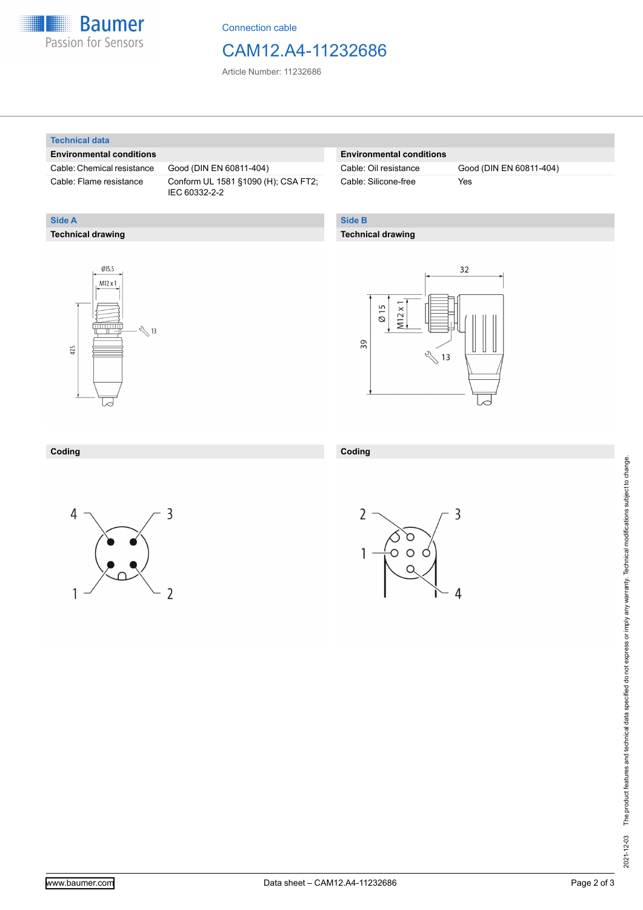# Connection cable

# CAM12.A4-11232686

Article Number: 11232686

## Technical data

| Environmental conditions | |
|---|---|
| Cable: Chemical resistance | Good (DIN EN 60811-404) |
| Cable: Flame resistance | Conform UL 1581 §1090 (H); CSA FT2; IEC 60332-2-2 |

| Environmental conditions | |
|---|---|
| Cable: Oil resistance | Good (DIN EN 60811-404) |
| Cable: Silicone-free | Yes |

## Side A

### Technical drawing

Ø15.5

M12 x 1

13

47.5

### Coding

4 3

1 2

## Side B

### Technical drawing

32

Ø 15

M12 x 1

39

13

### Coding

2 3

1

4

The product features and technical data specified do not express or imply any warranty. Technical modifications subject to change.

2021-12-03

www.baumer.com

Data sheet – CAM12.A4-11232686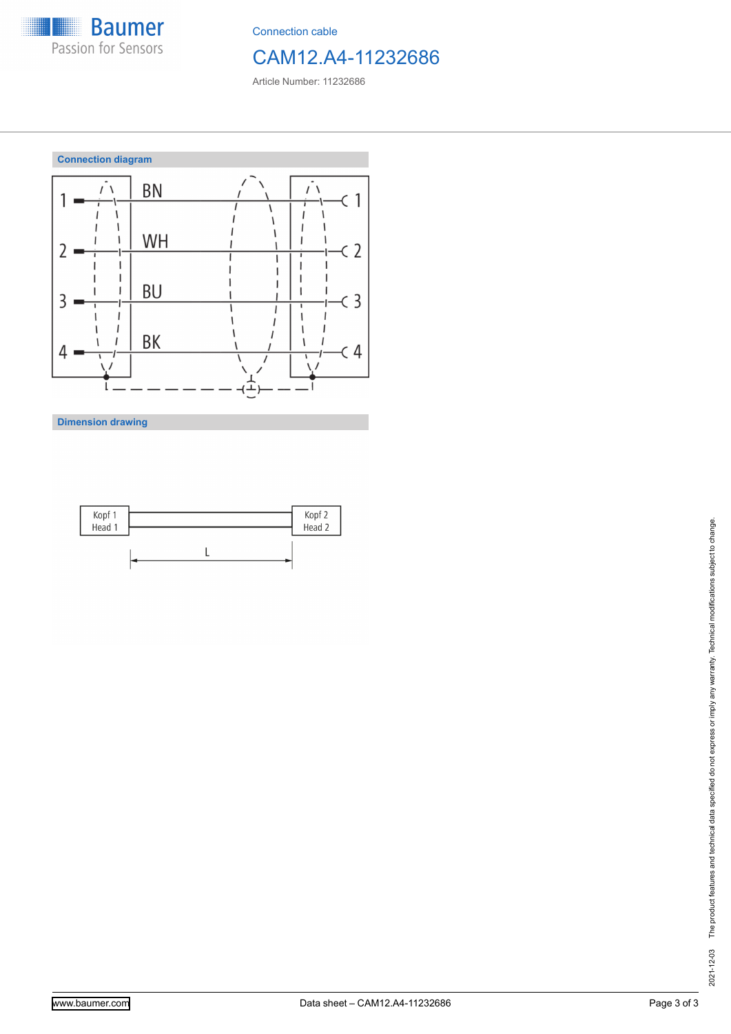Connection cable

# CAM12.A4-11232686

Article Number: 11232686

## Connection diagram

1
2
3
4
BN
WH
BU
BK
1
2
3
4

## Dimension drawing

Kopf 1
Head 1
Kopf 2
Head 2
L

2021-12-03 The product features and technical data specified do not express or imply any warranty. Technical modifications subject to change.